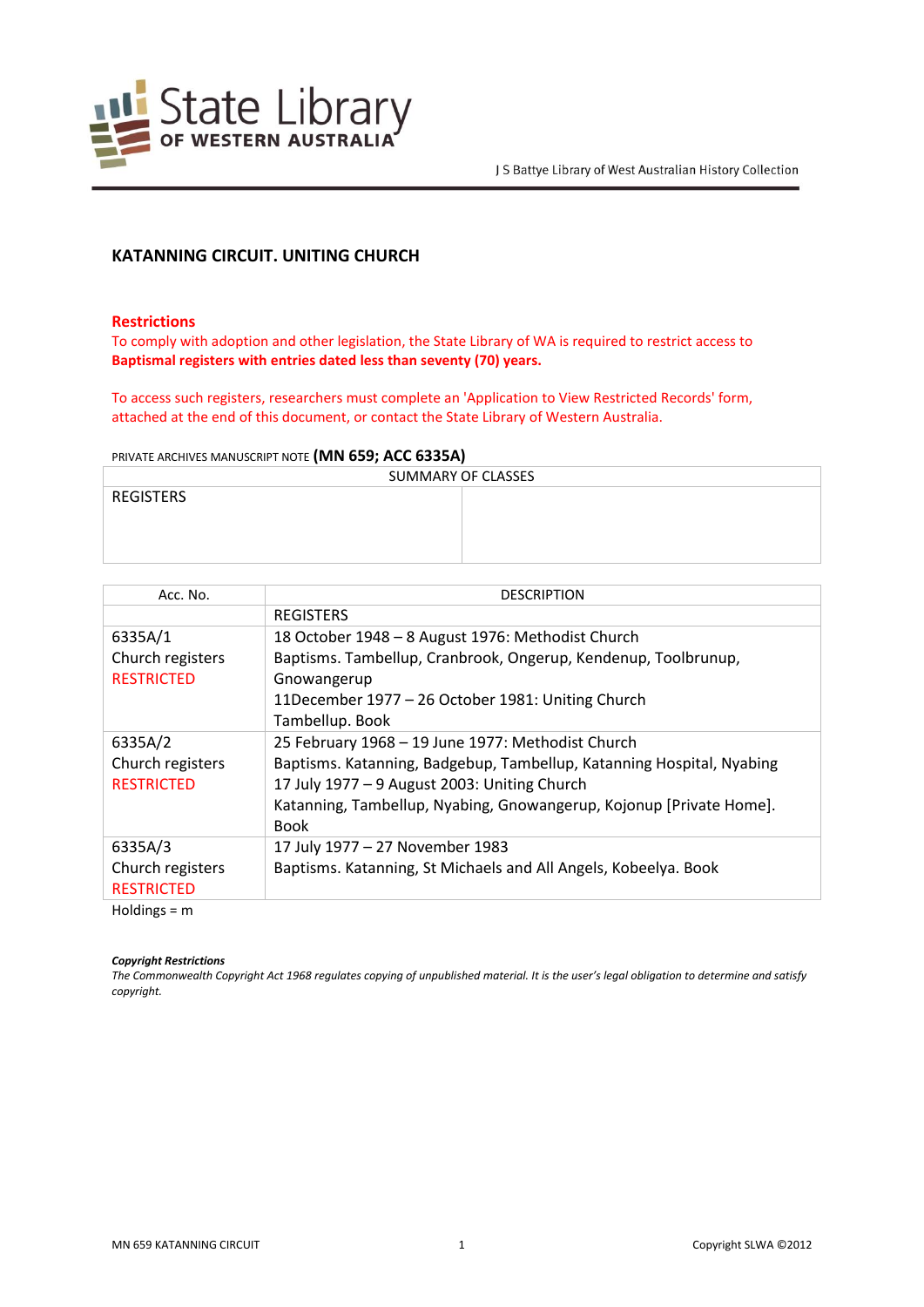State Library OF WESTERN AUSTRALIA

J S Battye Library of West Australian History Collection

## KATANNING CIRCUIT. UNITING CHURCH

### Restrictions

To comply with adoption and other legislation, the State Library of WA is required to restrict access to **Baptismal registers with entries dated less than seventy (70) years.**

To access such registers, researchers must complete an 'Application to View Restricted Records' form, attached at the end of this document, or contact the State Library of Western Australia.

PRIVATE ARCHIVES MANUSCRIPT NOTE **(MN 659; ACC 6335A)**

| SUMMARY OF CLASSES | |
|---|---|
| REGISTERS | |

| Acc. No. | DESCRIPTION |
|---|---|
| | REGISTERS |
| 6335A/1<br>Church registers<br>RESTRICTED | 18 October 1948 – 8 August 1976: Methodist Church<br>Baptisms. Tambellup, Cranbrook, Ongerup, Kendenup, Toolbrunup, Gnowangerup<br>11December 1977 – 26 October 1981: Uniting Church<br>Tambellup. Book |
| 6335A/2<br>Church registers<br>RESTRICTED | 25 February 1968 – 19 June 1977: Methodist Church<br>Baptisms. Katanning, Badgebup, Tambellup, Katanning Hospital, Nyabing<br>17 July 1977 – 9 August 2003: Uniting Church<br>Katanning, Tambellup, Nyabing, Gnowangerup, Kojonup [Private Home]. Book |
| 6335A/3<br>Church registers<br>RESTRICTED | 17 July 1977 – 27 November 1983<br>Baptisms. Katanning, St Michaels and All Angels, Kobeelya. Book |

Holdings = m

***Copyright Restrictions***

*The Commonwealth Copyright Act 1968 regulates copying of unpublished material. It is the user's legal obligation to determine and satisfy copyright.*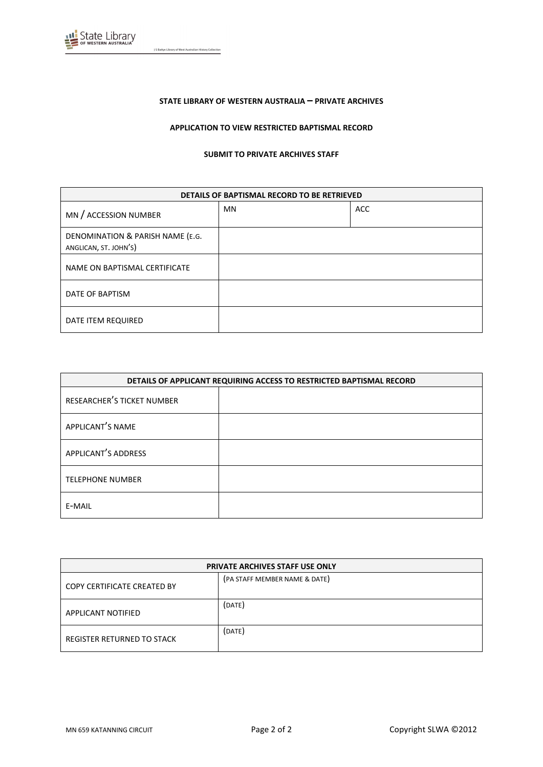**STATE LIBRARY OF WESTERN AUSTRALIA – PRIVATE ARCHIVES**

**APPLICATION TO VIEW RESTRICTED BAPTISMAL RECORD**

**SUBMIT TO PRIVATE ARCHIVES STAFF**

| DETAILS OF BAPTISMAL RECORD TO BE RETRIEVED | | |
|---|---|---|
| MN / ACCESSION NUMBER | MN | ACC |
| DENOMINATION & PARISH NAME (E.G. ANGLICAN, ST. JOHN'S) | | |
| NAME ON BAPTISMAL CERTIFICATE | | |
| DATE OF BAPTISM | | |
| DATE ITEM REQUIRED | | |

| DETAILS OF APPLICANT REQUIRING ACCESS TO RESTRICTED BAPTISMAL RECORD | |
|---|---|
| RESEARCHER'S TICKET NUMBER | |
| APPLICANT'S NAME | |
| APPLICANT'S ADDRESS | |
| TELEPHONE NUMBER | |
| E-MAIL | |

| PRIVATE ARCHIVES STAFF USE ONLY | |
|---|---|
| COPY CERTIFICATE CREATED BY | (PA STAFF MEMBER NAME & DATE) |
| APPLICANT NOTIFIED | (DATE) |
| REGISTER RETURNED TO STACK | (DATE) |

MN 659 KATANNING CIRCUIT

Copyright SLWA ©2012